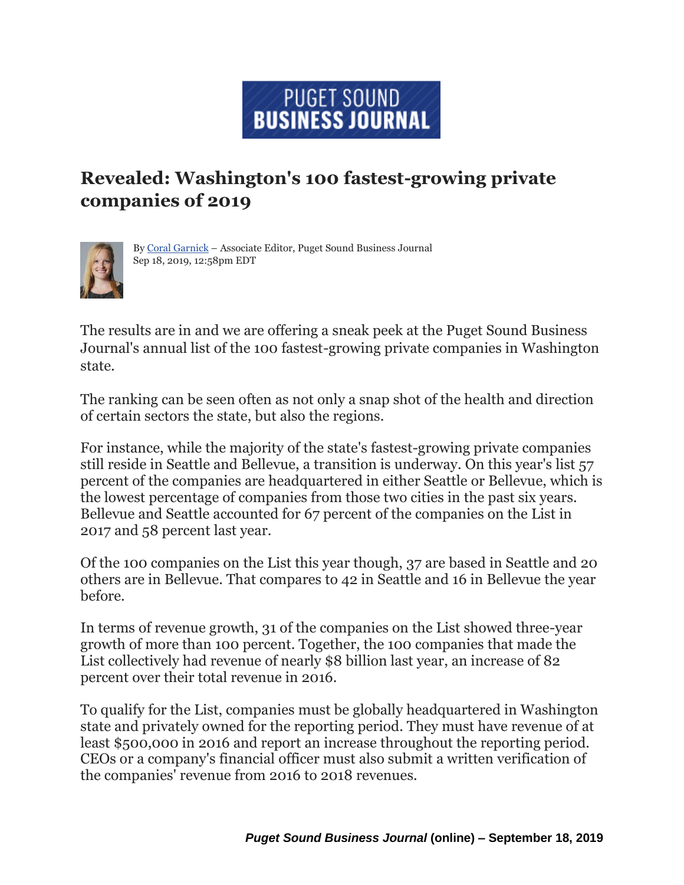PUGET SOUND BUSINESS JOURNAL

# Revealed: Washington's 100 fastest-growing private companies of 2019

By Coral Garnick – Associate Editor, Puget Sound Business Journal
Sep 18, 2019, 12:58pm EDT

The results are in and we are offering a sneak peek at the Puget Sound Business Journal's annual list of the 100 fastest-growing private companies in Washington state.

The ranking can be seen often as not only a snap shot of the health and direction of certain sectors the state, but also the regions.

For instance, while the majority of the state's fastest-growing private companies still reside in Seattle and Bellevue, a transition is underway. On this year's list 57 percent of the companies are headquartered in either Seattle or Bellevue, which is the lowest percentage of companies from those two cities in the past six years. Bellevue and Seattle accounted for 67 percent of the companies on the List in 2017 and 58 percent last year.

Of the 100 companies on the List this year though, 37 are based in Seattle and 20 others are in Bellevue. That compares to 42 in Seattle and 16 in Bellevue the year before.

In terms of revenue growth, 31 of the companies on the List showed three-year growth of more than 100 percent. Together, the 100 companies that made the List collectively had revenue of nearly $8 billion last year, an increase of 82 percent over their total revenue in 2016.

To qualify for the List, companies must be globally headquartered in Washington state and privately owned for the reporting period. They must have revenue of at least $500,000 in 2016 and report an increase throughout the reporting period. CEOs or a company's financial officer must also submit a written verification of the companies' revenue from 2016 to 2018 revenues.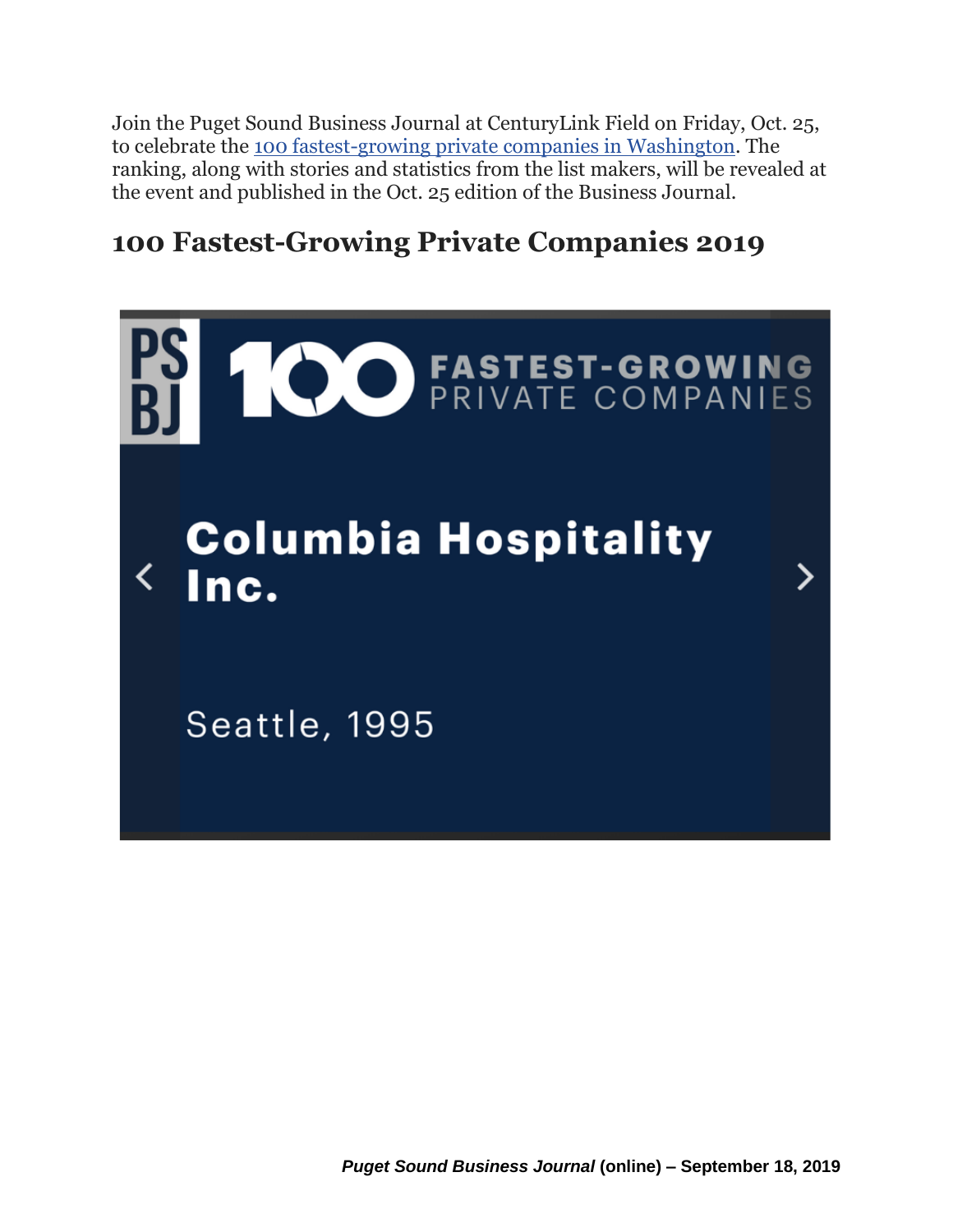Join the Puget Sound Business Journal at CenturyLink Field on Friday, Oct. 25, to celebrate the 100 fastest-growing private companies in Washington. The ranking, along with stories and statistics from the list makers, will be revealed at the event and published in the Oct. 25 edition of the Business Journal.

## 100 Fastest-Growing Private Companies 2019

PSBJ 100 FASTEST-GROWING PRIVATE COMPANIES

Columbia Hospitality Inc.

Seattle, 1995

*Puget Sound Business Journal* (online) – September 18, 2019